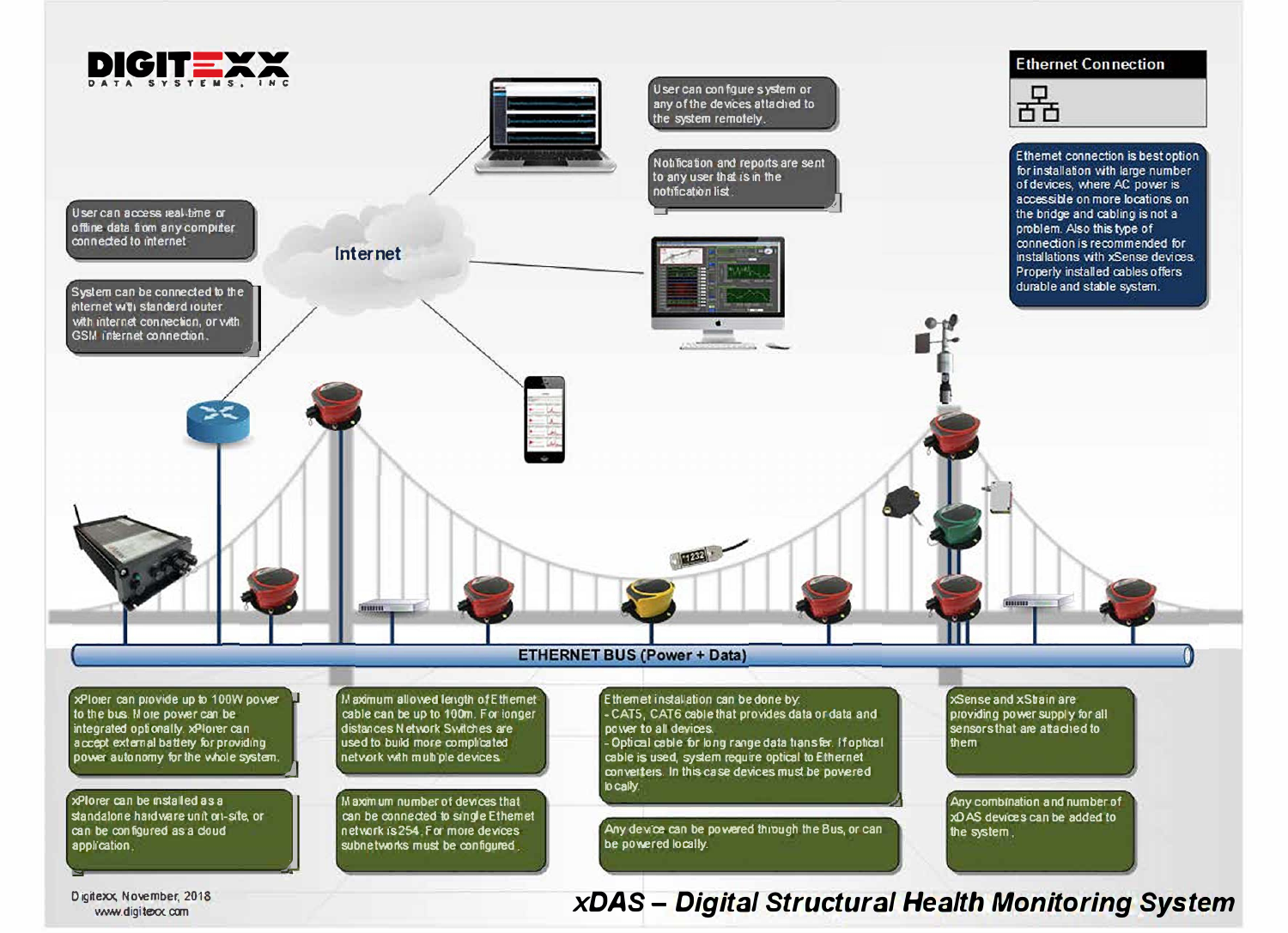# DIGITEXX DATA SYSTEMS, INC

## xDAS – Digital Structural Health Monitoring System

### Ethernet Connection

Ethernet connection is best option for installation with large number of devices, where AC power is accessible on more locations on the bridge and cabling is not a problem. Also this type of connection is recommended for installations with xSense devices. Properly installed cables offers durable and stable system.

User can configure system or any of the devices attached to the system remotely.

Notification and reports are sent to any user that is in the notification list.

User can access real-time or offline data from any computer connected to internet

System can be connected to the internet with standard router with internet connection, or with GSM internet connection.

Internet

ETHERNET BUS (Power + Data)

xPlorer can provide up to 100W power to the bus. More power can be integrated optionally. xPlorer can accept external battery for providing power autonomy for the whole system.

xPlorer can be installed as a standalone hardware unit on-site, or can be configured as a cloud application.

Maximum allowed length of Ethernet cable can be up to 100m. For longer distances Network Switches are used to build more complicated network with multiple devices.

Maximum number of devices that can be connected to single Ethernet network is 254. For more devices subnetworks must be configured.

Ethernet installation can be done by:
- CAT5, CAT6 cable that provides data or data and power to all devices.
- Optical cable for long range data transfer. If optical cable is used, system require optical to Ethernet converters. In this case devices must be powered locally.

Any device can be powered through the Bus, or can be powered locally.

xSense and xStrain are providing power supply for all sensors that are attached to them

Any combination and number of xDAS devices can be added to the system.

Digitexx, November, 2018
www.digitexx.com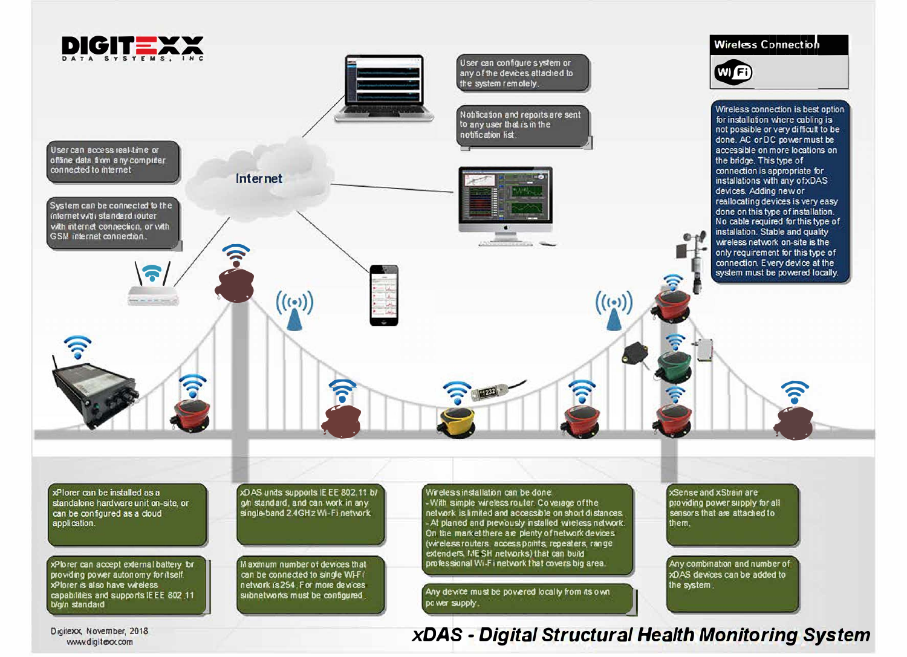# DIGITEXX DATA SYSTEMS, INC

## Wireless Connection

WiFi

Wireless connection is best option for installation where cabling is not possible or very difficult to be done. AC or DC power must be accessible on more locations on the bridge. This type of connection is appropriate for installations with any of xDAS devices. Adding new or reallocating devices is very easy done on this type of installation. No cable required for this type of installation. Stable and quality wireless network on-site is the only requirement for this type of connection. Every device at the system must be powered locally.

User can configure system or any of the devices attached to the system remotely.

Notification and reports are sent to any user that is in the notification list.

User can access real-time or offline data from any computer connected to internet

System can be connected to the internet with standard router with internet connection, or with GSM internet connection.

Internet

xPlorer can be installed as a standalone hardware unit on-site, or can be configured as a cloud application.

xPlorer can accept external battery for providing power autonomy for itself. xPlorer is also have wireless capabilities and supports IEEE 802.11 b/g/n standard

xDAS units supports IEEE 802.11 b/g/n standard, and can work in any single-band 2.4GHz Wi-Fi network.

Maximum number of devices that can be connected to single Wi-Fi network is 254. For more devices subnetworks must be configured.

Wireless installation can be done:
- With simple wireless router. Coverage of the network is limited and accessible on short distances.
- At planed and previously installed wireless network.

On the market there are plenty of network devices (wireless routers, access points, repeaters, range extenders, MESH networks) that can build professional Wi-Fi network that covers big area.

Any device must be powered locally from its own power supply.

xSense and xStrain are providing power supply for all sensors that are attached to them.

Any combination and number of xDAS devices can be added to the system.

Digitexx, November, 2018
www.digitexx.com

***xDAS - Digital Structural Health Monitoring System***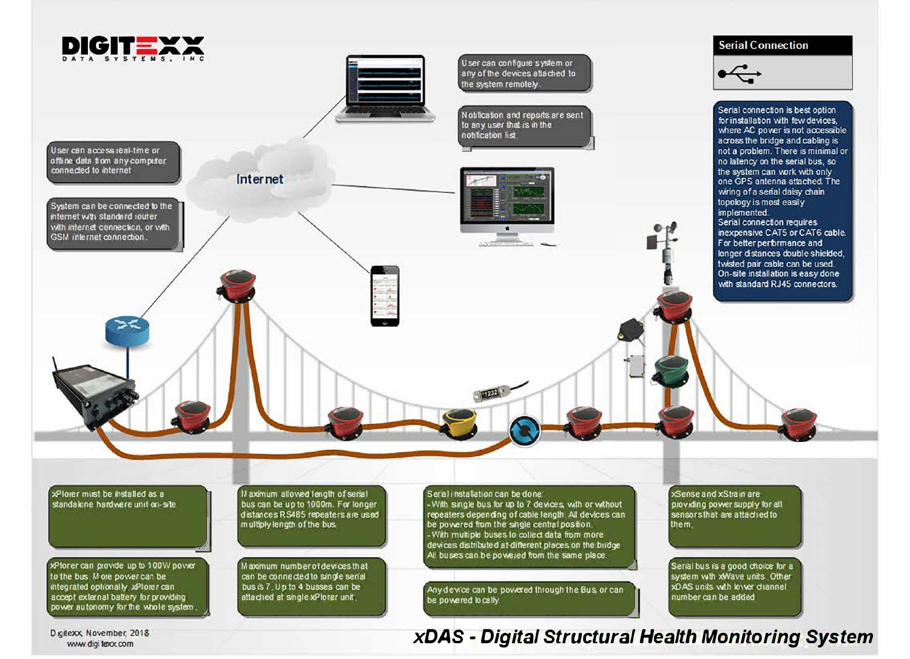# DIGITEXX DATA SYSTEMS, INC

User can configure system or any of the devices attached to the system remotely.

Notification and reports are sent to any user that is in the notification list.

User can access real-time or offline data from any computer connected to internet

System can be connected to the internet with standard router with internet connection, or with GSM internet connection.

Internet

## Serial Connection

Serial connection is best option for installation with few devices, where AC power is not accessible across the bridge and cabling is not a problem. There is minimal or no latency on the serial bus, so the system can work with only one GPS antenna attached. The wiring of a serial daisy chain topology is most easily implemented.
Serial connection requires inexpensive CAT5 or CAT6 cable. For better performance and longer distances double shielded, twisted pair cable can be used. On-site installation is easy done with standard RJ45 connectors.

xPlorer must be installed as a standalone hardware unit on-site.

xPlorer can provide up to 100W power to the bus. More power can be integrated optionally. xPlorer can accept external battery for providing power autonomy for the whole system.

Maximum allowed length of serial bus can be up to 1000m. For longer distances RS485 repeaters are used multiply length of the bus.

Maximum number of devices that can be connected to single serial bus is 7. Up to 4 busses can be attached at single xPlorer unit.

Serial installation can be done:
- With single bus for up to 7 devices, with or without repeaters depending of cable length. All devices can be powered from the single central position.
- With multiple buses to collect data from more devices distributed at different places on the bridge. All buses can be powered from the same place.

Any device can be powered through the Bus or can be powered locally.

xSense and xStrain are providing power supply for all sensors that are attached to them.

Serial bus is a good choice for a system with xWave units. Other xDAS units with lower channel number can be added

Digitexx, November, 2018
www.digitexx.com

***xDAS - Digital Structural Health Monitoring System***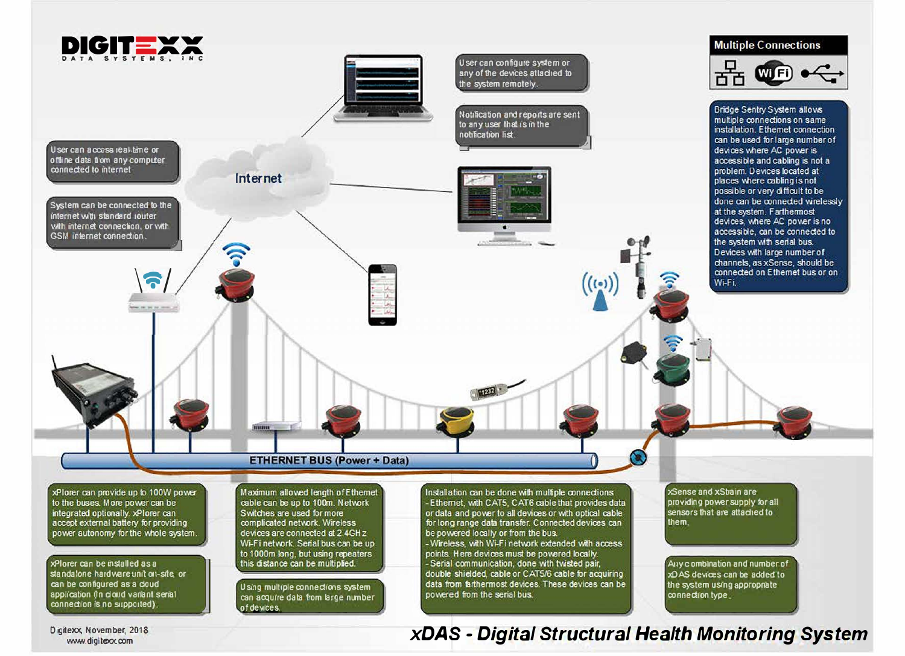# DIGITEXX DATA SYSTEMS, INC

User can configure system or any of the devices attached to the system remotely.

Notification and reports are sent to any user that is in the notification list.

User can access real-time or offline data from any computer connected to internet

System can be connected to the internet with standard router with internet connection, or with GSM internet connection.

Internet

## Multiple Connections

Bridge Sentry System allows multiple connections on same installation. Ethernet connection can be used for large number of devices where AC power is accessible and cabling is not a problem. Devices located at places where cabling is not possible or very difficult to be done can be connected wirelessly at the system. Farthermost devices, where AC power is no accessible, can be connected to the system with serial bus. Devices with large number of channels, as xSense, should be connected on Ethernet bus or on Wi-Fi.

ETHERNET BUS (Power + Data)

xPlorer can provide up to 100W power to the buses. More power can be integrated optionally. xPlorer can accept external battery for providing power autonomy for the whole system.

xPlorer can be installed as a standalone hardware unit on-site, or can be configured as a cloud application (In cloud variant serial connection is no supported).

Maximum allowed length of Ethernet cable can be up to 100m. Network Switches are used for more complicated network. Wireless devices are connected at 2.4GHz Wi-Fi network. Serial bus can be up to 1000m long, but using repeaters this distance can be multiplied.

Using multiple connections system can acquire data from large number of devices.

Installation can be done with multiple connections:
- Ethernet, with CAT5, CAT6 cable that provides data or data and power to all devices or with optical cable for long range data transfer. Connected devices can be powered locally or from the bus.
- Wireless, with Wi-Fi network extended with access points. Here devices must be powered locally.
- Serial communication, done with twisted pair, double shielded, cable or CAT5/6 cable for acquiring data from farthermost devices. These devices can be powered from the serial bus.

xSense and xStrain are providing power supply for all sensors that are attached to them.

Any combination and number of xDAS devices can be added to the system using appropriate connection type.

Digitexx, November, 2018
www.digitexx.com

***xDAS - Digital Structural Health Monitoring System***